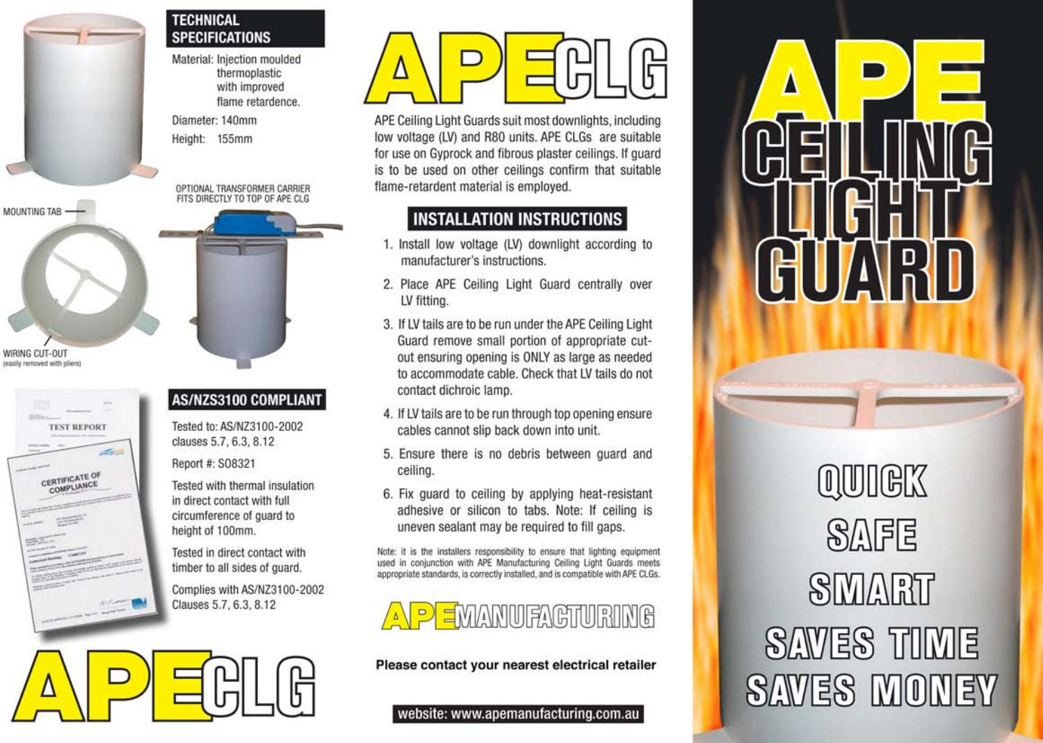## TECHNICAL SPECIFICATIONS

Material: Injection moulded thermoplastic with improved flame retardence.

Diameter: 140mm

Height: 155mm

MOUNTING TAB

WIRING CUT-OUT (easily removed with pliers)

OPTIONAL TRANSFORMER CARRIER FITS DIRECTLY TO TOP OF APE CLG

## AS/NZS3100 COMPLIANT

Tested to: AS/NZ3100-2002 clauses 5.7, 6.3, 8.12

Report #: S08321

Tested with thermal insulation in direct contact with full circumference of guard to height of 100mm.

Tested in direct contact with timber to all sides of guard.

Complies with AS/NZ3100-2002 Clauses 5.7, 6.3, 8.12

# APE CLG

# APE CLG

APE Ceiling Light Guards suit most downlights, including low voltage (LV) and R80 units. APE CLGs are suitable for use on Gyprock and fibrous plaster ceilings. If guard is to be used on other ceilings confirm that suitable flame-retardent material is employed.

## INSTALLATION INSTRUCTIONS

1. Install low voltage (LV) downlight according to manufacturer's instructions.
2. Place APE Ceiling Light Guard centrally over LV fitting.
3. If LV tails are to be run under the APE Ceiling Light Guard remove small portion of appropriate cut-out ensuring opening is ONLY as large as needed to accommodate cable. Check that LV tails do not contact dichroic lamp.
4. If LV tails are to be run through top opening ensure cables cannot slip back down into unit.
5. Ensure there is no debris between guard and ceiling.
6. Fix guard to ceiling by applying heat-resistant adhesive or silicon to tabs. Note: If ceiling is uneven sealant may be required to fill gaps.

Note: it is the installers responsibility to ensure that lighting equipment used in conjunction with APE Manufacturing Ceiling Light Guards meets appropriate standards, is correctly installed, and is compatible with APE CLGs.

**APE MANUFACTURING**

**Please contact your nearest electrical retailer**

website: www.apemanufacturing.com.au

# APE CEILING LIGHT GUARD

QUICK

SAFE

SMART

SAVES TIME

SAVES MONEY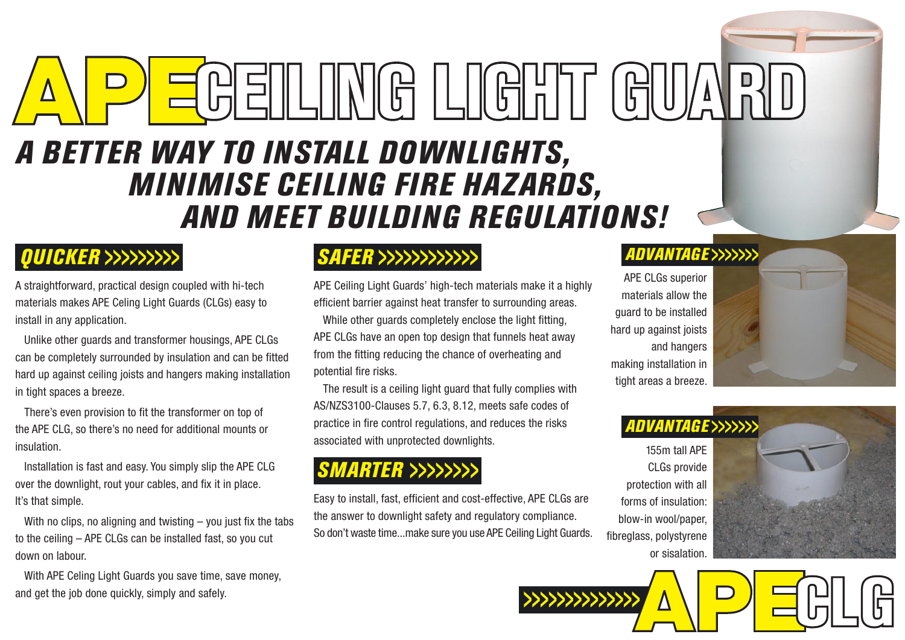# APE CEILING LIGHT GUARD

## A BETTER WAY TO INSTALL DOWNLIGHTS, MINIMISE CEILING FIRE HAZARDS, AND MEET BUILDING REGULATIONS!

### QUICKER >>>>>>>>>

A straightforward, practical design coupled with hi-tech materials makes APE Celing Light Guards (CLGs) easy to install in any application.

Unlike other guards and transformer housings, APE CLGs can be completely surrounded by insulation and can be fitted hard up against ceiling joists and hangers making installation in tight spaces a breeze.

There's even provision to fit the transformer on top of the APE CLG, so there's no need for additional mounts or insulation.

Installation is fast and easy. You simply slip the APE CLG over the downlight, rout your cables, and fix it in place. It's that simple.

With no clips, no aligning and twisting – you just fix the tabs to the ceiling – APE CLGs can be installed fast, so you cut down on labour.

With APE Celing Light Guards you save time, save money, and get the job done quickly, simply and safely.

### SAFER >>>>>>>>>>>>

APE Ceiling Light Guards' high-tech materials make it a highly efficient barrier against heat transfer to surrounding areas.

While other guards completely enclose the light fitting, APE CLGs have an open top design that funnels heat away from the fitting reducing the chance of overheating and potential fire risks.

The result is a ceiling light guard that fully complies with AS/NZS3100-Clauses 5.7, 6.3, 8.12, meets safe codes of practice in fire control regulations, and reduces the risks associated with unprotected downlights.

### SMARTER >>>>>>>>

Easy to install, fast, efficient and cost-effective, APE CLGs are the answer to downlight safety and regulatory compliance. So don't waste time...make sure you use APE Ceiling Light Guards.

### ADVANTAGE >>>>>>>

APE CLGs superior materials allow the guard to be installed hard up against joists and hangers making installation in tight areas a breeze.

### ADVANTAGE >>>>>>>

155m tall APE CLGs provide protection with all forms of insulation: blow-in wool/paper, fibreglass, polystyrene or sisalation.

>>>>>>>>>>>>>> APE CLG